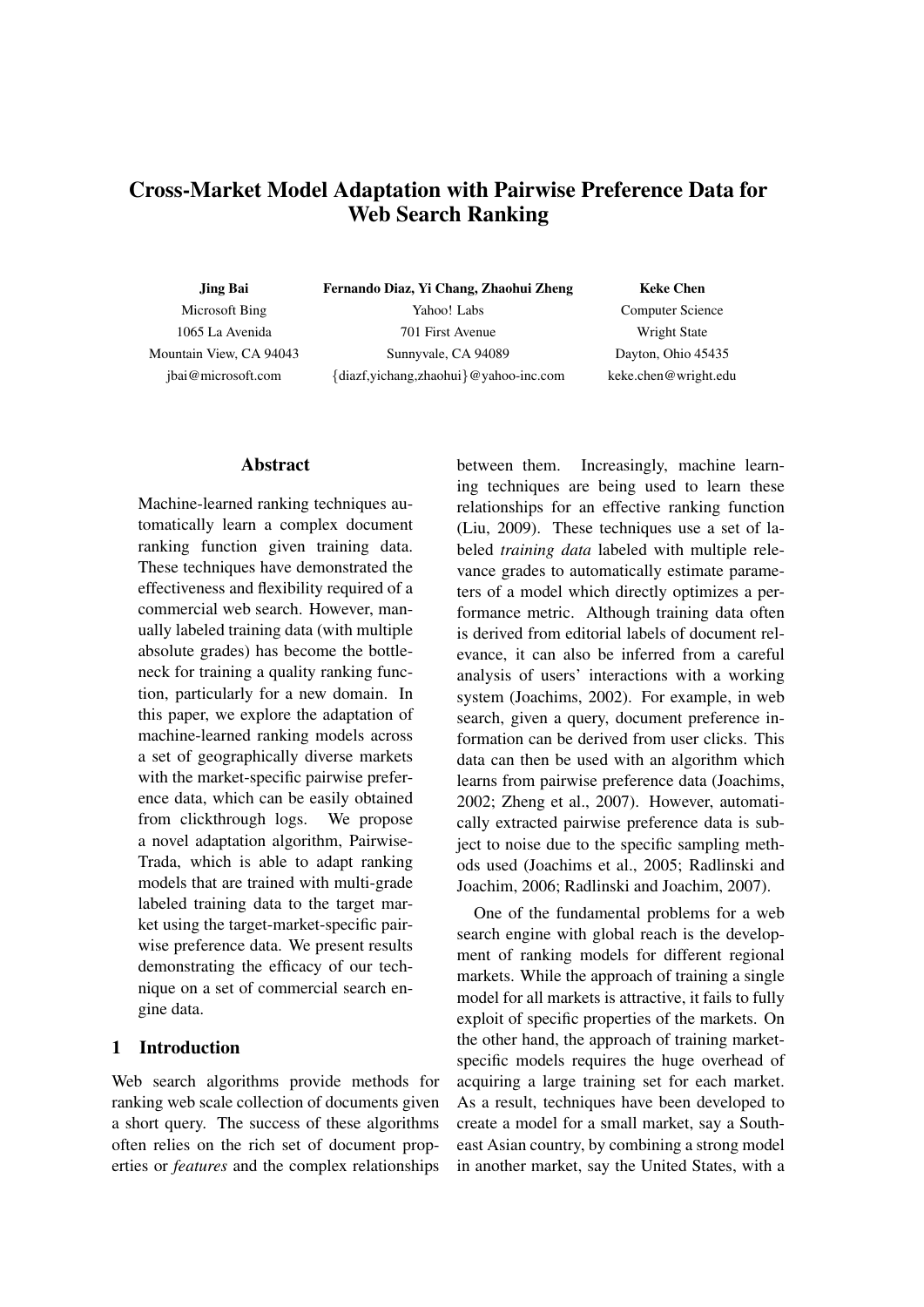# Cross-Market Model Adaptation with Pairwise Preference Data for Web Search Ranking

**Jing Bai**
Microsoft Bing
1065 La Avenida
Mountain View, CA 94043
jbai@microsoft.com

**Fernando Diaz, Yi Chang, Zhaohui Zheng**
Yahoo! Labs
701 First Avenue
Sunnyvale, CA 94089
{diazf,yichang,zhaohui}@yahoo-inc.com

**Keke Chen**
Computer Science
Wright State
Dayton, Ohio 45435
keke.chen@wright.edu

## Abstract

Machine-learned ranking techniques automatically learn a complex document ranking function given training data. These techniques have demonstrated the effectiveness and flexibility required of a commercial web search. However, manually labeled training data (with multiple absolute grades) has become the bottleneck for training a quality ranking function, particularly for a new domain. In this paper, we explore the adaptation of machine-learned ranking models across a set of geographically diverse markets with the market-specific pairwise preference data, which can be easily obtained from clickthrough logs. We propose a novel adaptation algorithm, Pairwise-Trada, which is able to adapt ranking models that are trained with multi-grade labeled training data to the target market using the target-market-specific pairwise preference data. We present results demonstrating the efficacy of our technique on a set of commercial search engine data.

## 1 Introduction

Web search algorithms provide methods for ranking web scale collection of documents given a short query. The success of these algorithms often relies on the rich set of document properties or *features* and the complex relationships between them. Increasingly, machine learning techniques are being used to learn these relationships for an effective ranking function (Liu, 2009). These techniques use a set of labeled *training data* labeled with multiple relevance grades to automatically estimate parameters of a model which directly optimizes a performance metric. Although training data often is derived from editorial labels of document relevance, it can also be inferred from a careful analysis of users' interactions with a working system (Joachims, 2002). For example, in web search, given a query, document preference information can be derived from user clicks. This data can then be used with an algorithm which learns from pairwise preference data (Joachims, 2002; Zheng et al., 2007). However, automatically extracted pairwise preference data is subject to noise due to the specific sampling methods used (Joachims et al., 2005; Radlinski and Joachim, 2006; Radlinski and Joachim, 2007).

One of the fundamental problems for a web search engine with global reach is the development of ranking models for different regional markets. While the approach of training a single model for all markets is attractive, it fails to fully exploit of specific properties of the markets. On the other hand, the approach of training market-specific models requires the huge overhead of acquiring a large training set for each market. As a result, techniques have been developed to create a model for a small market, say a Southeast Asian country, by combining a strong model in another market, say the United States, with a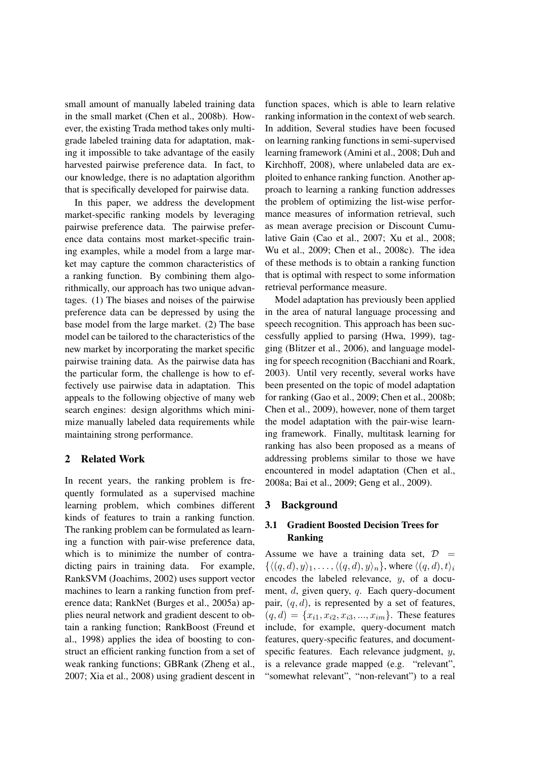small amount of manually labeled training data in the small market (Chen et al., 2008b). However, the existing Trada method takes only multi-grade labeled training data for adaptation, making it impossible to take advantage of the easily harvested pairwise preference data. In fact, to our knowledge, there is no adaptation algorithm that is specifically developed for pairwise data.

In this paper, we address the development market-specific ranking models by leveraging pairwise preference data. The pairwise preference data contains most market-specific training examples, while a model from a large market may capture the common characteristics of a ranking function. By combining them algorithmically, our approach has two unique advantages. (1) The biases and noises of the pairwise preference data can be depressed by using the base model from the large market. (2) The base model can be tailored to the characteristics of the new market by incorporating the market specific pairwise training data. As the pairwise data has the particular form, the challenge is how to effectively use pairwise data in adaptation. This appeals to the following objective of many web search engines: design algorithms which minimize manually labeled data requirements while maintaining strong performance.

## 2 Related Work

In recent years, the ranking problem is frequently formulated as a supervised machine learning problem, which combines different kinds of features to train a ranking function. The ranking problem can be formulated as learning a function with pair-wise preference data, which is to minimize the number of contradicting pairs in training data. For example, RankSVM (Joachims, 2002) uses support vector machines to learn a ranking function from preference data; RankNet (Burges et al., 2005a) applies neural network and gradient descent to obtain a ranking function; RankBoost (Freund et al., 1998) applies the idea of boosting to construct an efficient ranking function from a set of weak ranking functions; GBRank (Zheng et al., 2007; Xia et al., 2008) using gradient descent in function spaces, which is able to learn relative ranking information in the context of web search. In addition, Several studies have been focused on learning ranking functions in semi-supervised learning framework (Amini et al., 2008; Duh and Kirchhoff, 2008), where unlabeled data are exploited to enhance ranking function. Another approach to learning a ranking function addresses the problem of optimizing the list-wise performance measures of information retrieval, such as mean average precision or Discount Cumulative Gain (Cao et al., 2007; Xu et al., 2008; Wu et al., 2009; Chen et al., 2008c). The idea of these methods is to obtain a ranking function that is optimal with respect to some information retrieval performance measure.

Model adaptation has previously been applied in the area of natural language processing and speech recognition. This approach has been successfully applied to parsing (Hwa, 1999), tagging (Blitzer et al., 2006), and language modeling for speech recognition (Bacchiani and Roark, 2003). Until very recently, several works have been presented on the topic of model adaptation for ranking (Gao et al., 2009; Chen et al., 2008b; Chen et al., 2009), however, none of them target the model adaptation with the pair-wise learning framework. Finally, multitask learning for ranking has also been proposed as a means of addressing problems similar to those we have encountered in model adaptation (Chen et al., 2008a; Bai et al., 2009; Geng et al., 2009).

## 3 Background

### 3.1 Gradient Boosted Decision Trees for Ranking

Assume we have a training data set, $\mathcal{D} = \{\langle (q,d), y\rangle_1, \ldots, \langle (q,d), y\rangle_n\}$, where $\langle (q,d), t\rangle_i$ encodes the labeled relevance, $y$, of a document, $d$, given query, $q$. Each query-document pair, $(q, d)$, is represented by a set of features, $(q, d) = \{x_{i1}, x_{i2}, x_{i3}, ..., x_{im}\}$. These features include, for example, query-document match features, query-specific features, and document-specific features. Each relevance judgment, $y$, is a relevance grade mapped (e.g. "relevant", "somewhat relevant", "non-relevant") to a real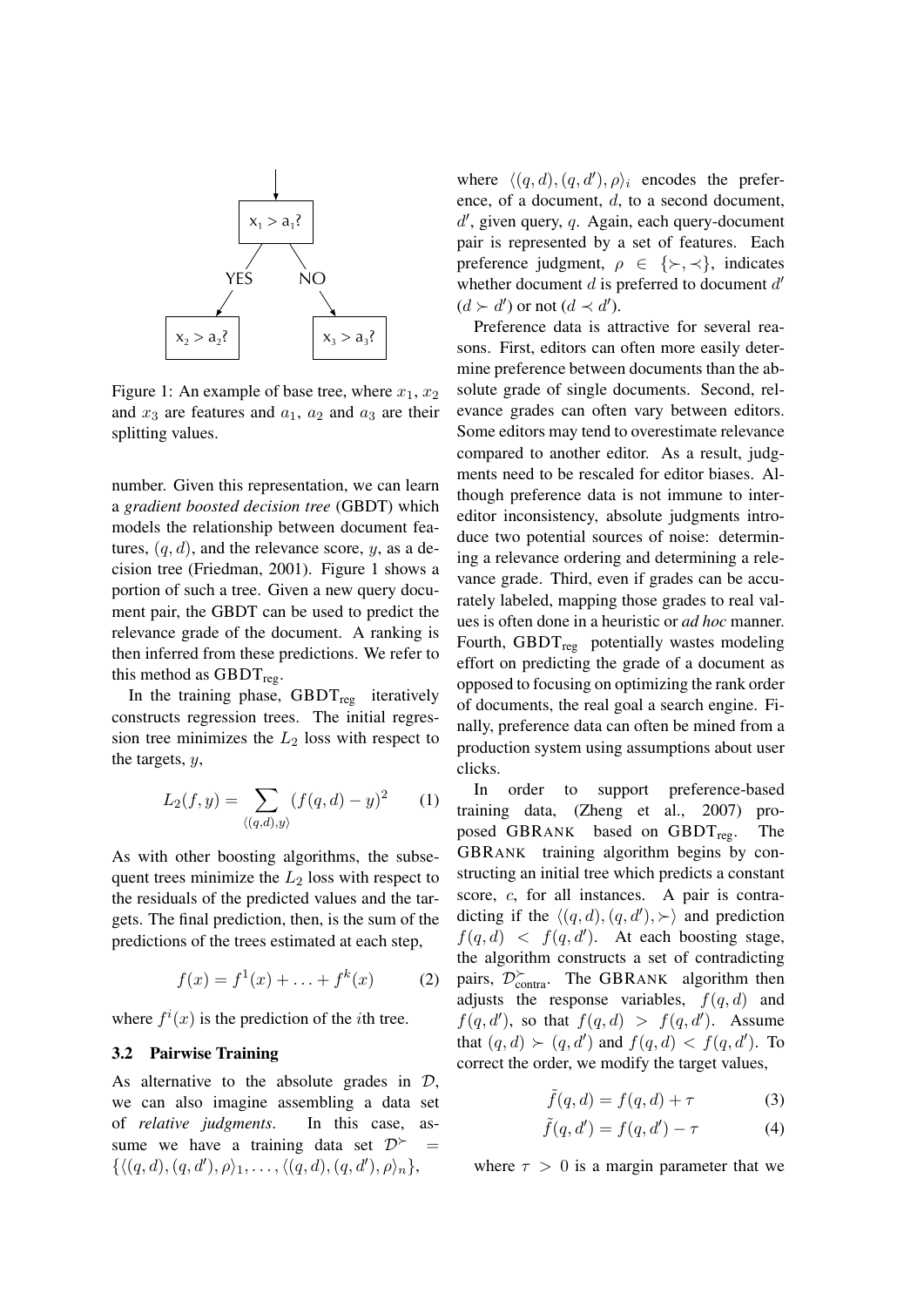Figure 1: An example of base tree, where $x_1$, $x_2$ and $x_3$ are features and $a_1$, $a_2$ and $a_3$ are their splitting values.

number. Given this representation, we can learn a *gradient boosted decision tree* (GBDT) which models the relationship between document features, $(q, d)$, and the relevance score, $y$, as a decision tree (Friedman, 2001). Figure 1 shows a portion of such a tree. Given a new query document pair, the GBDT can be used to predict the relevance grade of the document. A ranking is then inferred from these predictions. We refer to this method as $\text{GBDT}_{\text{reg}}$.

In the training phase, $\text{GBDT}_{\text{reg}}$ iteratively constructs regression trees. The initial regression tree minimizes the $L_2$ loss with respect to the targets, $y$,

$$L_2(f, y) = \sum_{\langle (q,d), y \rangle} (f(q, d) - y)^2 \qquad (1)$$

As with other boosting algorithms, the subsequent trees minimize the $L_2$ loss with respect to the residuals of the predicted values and the targets. The final prediction, then, is the sum of the predictions of the trees estimated at each step,

$$f(x) = f^1(x) + \ldots + f^k(x) \qquad (2)$$

where $f^i(x)$ is the prediction of the $i$th tree.

### 3.2 Pairwise Training

As alternative to the absolute grades in $\mathcal{D}$, we can also imagine assembling a data set of *relative judgments*. In this case, assume we have a training data set $\mathcal{D}^{\succ} = \{\langle (q, d), (q, d'), \rho \rangle_1, \ldots, \langle (q, d), (q, d'), \rho \rangle_n\}$, where $\langle (q, d), (q, d'), \rho \rangle_i$ encodes the preference, of a document, $d$, to a second document, $d'$, given query, $q$. Again, each query-document pair is represented by a set of features. Each preference judgment, $\rho \in \{\succ, \prec\}$, indicates whether document $d$ is preferred to document $d'$ ($d \succ d'$) or not ($d \prec d'$).

Preference data is attractive for several reasons. First, editors can often more easily determine preference between documents than the absolute grade of single documents. Second, relevance grades can often vary between editors. Some editors may tend to overestimate relevance compared to another editor. As a result, judgments need to be rescaled for editor biases. Although preference data is not immune to inter-editor inconsistency, absolute judgments introduce two potential sources of noise: determining a relevance ordering and determining a relevance grade. Third, even if grades can be accurately labeled, mapping those grades to real values is often done in a heuristic or *ad hoc* manner. Fourth, $\text{GBDT}_{\text{reg}}$ potentially wastes modeling effort on predicting the grade of a document as opposed to focusing on optimizing the rank order of documents, the real goal a search engine. Finally, preference data can often be mined from a production system using assumptions about user clicks.

In order to support preference-based training data, (Zheng et al., 2007) proposed GBRANK based on $\text{GBDT}_{\text{reg}}$. The GBRANK training algorithm begins by constructing an initial tree which predicts a constant score, $c$, for all instances. A pair is contradicting if the $\langle (q, d), (q, d'), \succ \rangle$ and prediction $f(q, d) < f(q, d')$. At each boosting stage, the algorithm constructs a set of contradicting pairs, $\mathcal{D}^{\succ}_{\text{contra}}$. The GBRANK algorithm then adjusts the response variables, $f(q, d)$ and $f(q, d')$, so that $f(q, d) > f(q, d')$. Assume that $(q, d) \succ (q, d')$ and $f(q, d) < f(q, d')$. To correct the order, we modify the target values,

$$\tilde{f}(q, d) = f(q, d) + \tau \qquad (3)$$

$$\tilde{f}(q, d') = f(q, d') - \tau \qquad (4)$$

where $\tau > 0$ is a margin parameter that we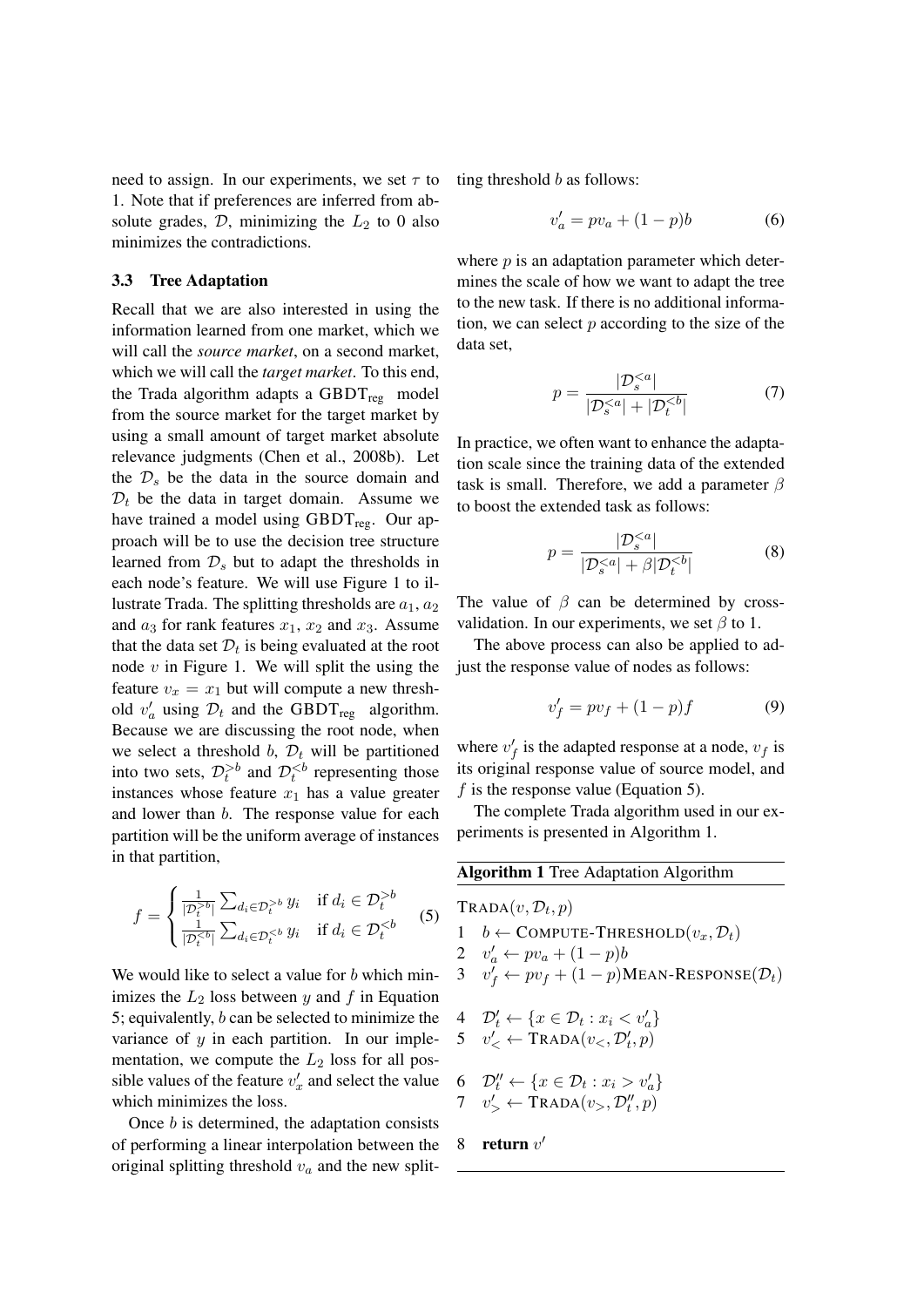need to assign. In our experiments, we set $\tau$ to 1. Note that if preferences are inferred from absolute grades, $\mathcal{D}$, minimizing the $L_2$ to 0 also minimizes the contradictions.

### 3.3 Tree Adaptation

Recall that we are also interested in using the information learned from one market, which we will call the *source market*, on a second market, which we will call the *target market*. To this end, the Trada algorithm adapts a $\text{GBDT}_{\text{reg}}$ model from the source market for the target market by using a small amount of target market absolute relevance judgments (Chen et al., 2008b). Let the $\mathcal{D}_s$ be the data in the source domain and $\mathcal{D}_t$ be the data in target domain. Assume we have trained a model using $\text{GBDT}_{\text{reg}}$. Our approach will be to use the decision tree structure learned from $\mathcal{D}_s$ but to adapt the thresholds in each node's feature. We will use Figure 1 to illustrate Trada. The splitting thresholds are $a_1$, $a_2$ and $a_3$ for rank features $x_1$, $x_2$ and $x_3$. Assume that the data set $\mathcal{D}_t$ is being evaluated at the root node $v$ in Figure 1. We will split the using the feature $v_x = x_1$ but will compute a new threshold $v'_a$ using $\mathcal{D}_t$ and the $\text{GBDT}_{\text{reg}}$ algorithm. Because we are discussing the root node, when we select a threshold $b$, $\mathcal{D}_t$ will be partitioned into two sets, $\mathcal{D}_t^{>b}$ and $\mathcal{D}_t^{<b}$ representing those instances whose feature $x_1$ has a value greater and lower than $b$. The response value for each partition will be the uniform average of instances in that partition,

$$f = \begin{cases} \frac{1}{|\mathcal{D}_t^{>b}|} \sum_{d_i \in \mathcal{D}_t^{>b}} y_i & \text{if } d_i \in \mathcal{D}_t^{>b} \\ \frac{1}{|\mathcal{D}_t^{<b}|} \sum_{d_i \in \mathcal{D}_t^{<b}} y_i & \text{if } d_i \in \mathcal{D}_t^{<b} \end{cases} \quad (5)$$

We would like to select a value for $b$ which minimizes the $L_2$ loss between $y$ and $f$ in Equation 5; equivalently, $b$ can be selected to minimize the variance of $y$ in each partition. In our implementation, we compute the $L_2$ loss for all possible values of the feature $v'_x$ and select the value which minimizes the loss.

Once $b$ is determined, the adaptation consists of performing a linear interpolation between the original splitting threshold $v_a$ and the new splitting threshold $b$ as follows:

$$v'_a = pv_a + (1-p)b \quad (6)$$

where $p$ is an adaptation parameter which determines the scale of how we want to adapt the tree to the new task. If there is no additional information, we can select $p$ according to the size of the data set,

$$p = \frac{|\mathcal{D}_s^{<a}|}{|\mathcal{D}_s^{<a}| + |\mathcal{D}_t^{<b}|} \quad (7)$$

In practice, we often want to enhance the adaptation scale since the training data of the extended task is small. Therefore, we add a parameter $\beta$ to boost the extended task as follows:

$$p = \frac{|\mathcal{D}_s^{<a}|}{|\mathcal{D}_s^{<a}| + \beta|\mathcal{D}_t^{<b}|} \quad (8)$$

The value of $\beta$ can be determined by cross-validation. In our experiments, we set $\beta$ to 1.

The above process can also be applied to adjust the response value of nodes as follows:

$$v'_f = pv_f + (1-p)f \quad (9)$$

where $v'_f$ is the adapted response at a node, $v_f$ is its original response value of source model, and $f$ is the response value (Equation 5).

The complete Trada algorithm used in our experiments is presented in Algorithm 1.

**Algorithm 1** Tree Adaptation Algorithm

```
TRADA(v, D_t, p)
1  b ← COMPUTE-THRESHOLD(v_x, D_t)
2  v'_a ← p v_a + (1 − p) b
3  v'_f ← p v_f + (1 − p) MEAN-RESPONSE(D_t)

4  D'_t ← {x ∈ D_t : x_i < v'_a}
5  v'_< ← TRADA(v_<, D'_t, p)

6  D''_t ← {x ∈ D_t : x_i > v'_a}
7  v'_> ← TRADA(v_>, D''_t, p)

8  return v'
```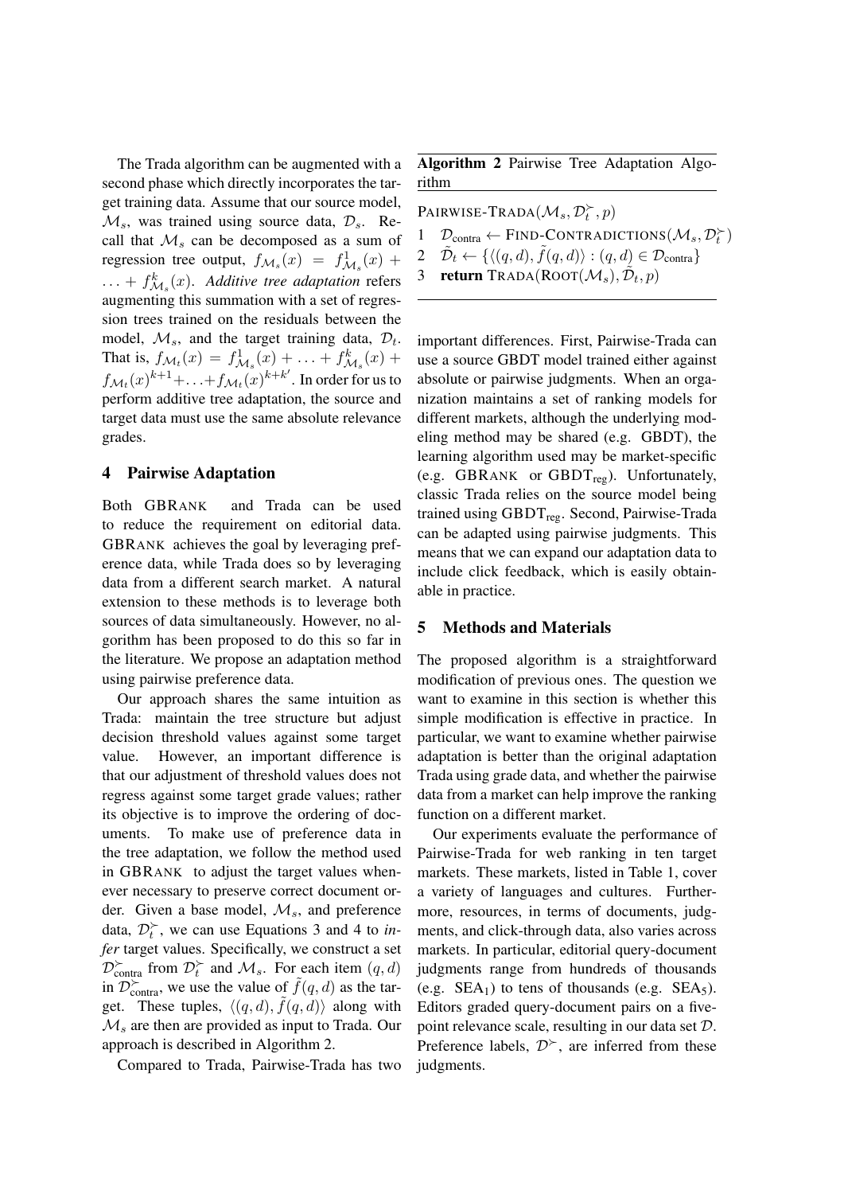The Trada algorithm can be augmented with a second phase which directly incorporates the target training data. Assume that our source model, $\mathcal{M}_s$, was trained using source data, $\mathcal{D}_s$. Recall that $\mathcal{M}_s$ can be decomposed as a sum of regression tree output, $f_{\mathcal{M}_s}(x) = f^1_{\mathcal{M}_s}(x) + \ldots + f^k_{\mathcal{M}_s}(x)$. *Additive tree adaptation* refers augmenting this summation with a set of regression trees trained on the residuals between the model, $\mathcal{M}_s$, and the target training data, $\mathcal{D}_t$. That is, $f_{\mathcal{M}_t}(x) = f^1_{\mathcal{M}_s}(x) + \ldots + f^k_{\mathcal{M}_s}(x) + f_{\mathcal{M}_t}(x)^{k+1} + \ldots + f_{\mathcal{M}_t}(x)^{k+k'}$. In order for us to perform additive tree adaptation, the source and target data must use the same absolute relevance grades.

## 4 Pairwise Adaptation

Both GBRank and Trada can be used to reduce the requirement on editorial data. GBRank achieves the goal by leveraging preference data, while Trada does so by leveraging data from a different search market. A natural extension to these methods is to leverage both sources of data simultaneously. However, no algorithm has been proposed to do this so far in the literature. We propose an adaptation method using pairwise preference data.

Our approach shares the same intuition as Trada: maintain the tree structure but adjust decision threshold values against some target value. However, an important difference is that our adjustment of threshold values does not regress against some target grade values; rather its objective is to improve the ordering of documents. To make use of preference data in the tree adaptation, we follow the method used in GBRank to adjust the target values whenever necessary to preserve correct document order. Given a base model, $\mathcal{M}_s$, and preference data, $\mathcal{D}^{\succ}_t$, we can use Equations 3 and 4 to *infer* target values. Specifically, we construct a set $\mathcal{D}^{\succ}_{\text{contra}}$ from $\mathcal{D}^{\succ}_t$ and $\mathcal{M}_s$. For each item $(q, d)$ in $\mathcal{D}^{\succ}_{\text{contra}}$, we use the value of $\tilde{f}(q, d)$ as the target. These tuples, $\langle (q, d), \tilde{f}(q, d) \rangle$ along with $\mathcal{M}_s$ are then are provided as input to Trada. Our approach is described in Algorithm 2.

Compared to Trada, Pairwise-Trada has two important differences. First, Pairwise-Trada can use a source GBDT model trained either against absolute or pairwise judgments. When an organization maintains a set of ranking models for different markets, although the underlying modeling method may be shared (e.g. GBDT), the learning algorithm used may be market-specific (e.g. GBRank or $\text{GBDT}_{\text{reg}}$). Unfortunately, classic Trada relies on the source model being trained using $\text{GBDT}_{\text{reg}}$. Second, Pairwise-Trada can be adapted using pairwise judgments. This means that we can expand our adaptation data to include click feedback, which is easily obtainable in practice.

**Algorithm 2** Pairwise Tree Adaptation Algorithm

```
PAIRWISE-TRADA(M_s, D^≻_t, p)
1  D_contra ← FIND-CONTRADICTIONS(M_s, D^≻_t)
2  D̃_t ← {⟨(q,d), f̃(q,d)⟩ : (q,d) ∈ D_contra}
3  return TRADA(ROOT(M_s), D̃_t, p)
```

## 5 Methods and Materials

The proposed algorithm is a straightforward modification of previous ones. The question we want to examine in this section is whether this simple modification is effective in practice. In particular, we want to examine whether pairwise adaptation is better than the original adaptation Trada using grade data, and whether the pairwise data from a market can help improve the ranking function on a different market.

Our experiments evaluate the performance of Pairwise-Trada for web ranking in ten target markets. These markets, listed in Table 1, cover a variety of languages and cultures. Furthermore, resources, in terms of documents, judgments, and click-through data, also varies across markets. In particular, editorial query-document judgments range from hundreds of thousands (e.g. $\text{SEA}_1$) to tens of thousands (e.g. $\text{SEA}_5$). Editors graded query-document pairs on a five-point relevance scale, resulting in our data set $\mathcal{D}$. Preference labels, $\mathcal{D}^{\succ}$, are inferred from these judgments.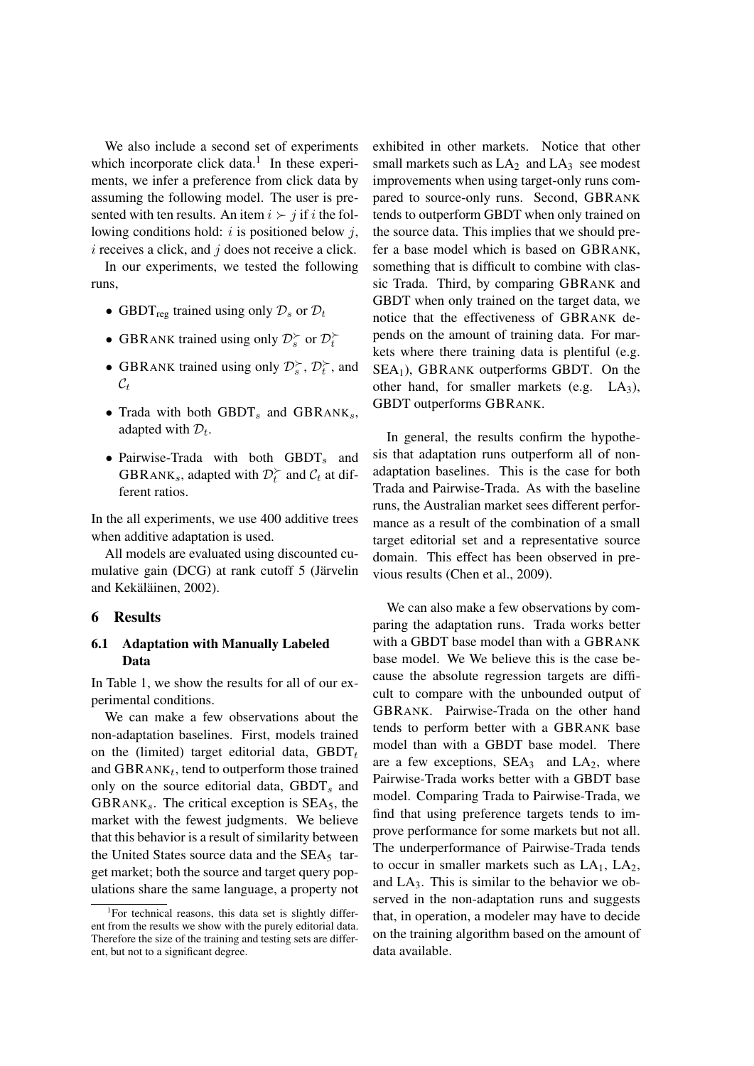We also include a second set of experiments which incorporate click data.[1] In these experiments, we infer a preference from click data by assuming the following model. The user is presented with ten results. An item $i \succ j$ if $i$ the following conditions hold: $i$ is positioned below $j$, $i$ receives a click, and $j$ does not receive a click.

In our experiments, we tested the following runs,

- $\text{GBDT}_{\text{reg}}$ trained using only $\mathcal{D}_s$ or $\mathcal{D}_t$
- GBRANK trained using only $\mathcal{D}_s^{\succ}$ or $\mathcal{D}_t^{\succ}$
- GBRANK trained using only $\mathcal{D}_s^{\succ}$, $\mathcal{D}_t^{\succ}$, and $\mathcal{C}_t$
- Trada with both $\text{GBDT}_s$ and $\text{GBRANK}_s$, adapted with $\mathcal{D}_t$.
- Pairwise-Trada with both $\text{GBDT}_s$ and $\text{GBRANK}_s$, adapted with $\mathcal{D}_t^{\succ}$ and $\mathcal{C}_t$ at different ratios.

In the all experiments, we use 400 additive trees when additive adaptation is used.

All models are evaluated using discounted cumulative gain (DCG) at rank cutoff 5 (Järvelin and Kekäläinen, 2002).

## 6 Results

### 6.1 Adaptation with Manually Labeled Data

In Table 1, we show the results for all of our experimental conditions.

We can make a few observations about the non-adaptation baselines. First, models trained on the (limited) target editorial data, $\text{GBDT}_t$ and $\text{GBRANK}_t$, tend to outperform those trained only on the source editorial data, $\text{GBDT}_s$ and $\text{GBRANK}_s$. The critical exception is $\text{SEA}_5$, the market with the fewest judgments. We believe that this behavior is a result of similarity between the United States source data and the $\text{SEA}_5$ target market; both the source and target query populations share the same language, a property not exhibited in other markets. Notice that other small markets such as $\text{LA}_2$ and $\text{LA}_3$ see modest improvements when using target-only runs compared to source-only runs. Second, GBRANK tends to outperform GBDT when only trained on the source data. This implies that we should prefer a base model which is based on GBRANK, something that is difficult to combine with classic Trada. Third, by comparing GBRANK and GBDT when only trained on the target data, we notice that the effectiveness of GBRANK depends on the amount of training data. For markets where there training data is plentiful (e.g. $\text{SEA}_1$), GBRANK outperforms GBDT. On the other hand, for smaller markets (e.g. $\text{LA}_3$), GBDT outperforms GBRANK.

In general, the results confirm the hypothesis that adaptation runs outperform all of non-adaptation baselines. This is the case for both Trada and Pairwise-Trada. As with the baseline runs, the Australian market sees different performance as a result of the combination of a small target editorial set and a representative source domain. This effect has been observed in previous results (Chen et al., 2009).

We can also make a few observations by comparing the adaptation runs. Trada works better with a GBDT base model than with a GBRANK base model. We We believe this is the case because the absolute regression targets are difficult to compare with the unbounded output of GBRANK. Pairwise-Trada on the other hand tends to perform better with a GBRANK base model than with a GBDT base model. There are a few exceptions, $\text{SEA}_3$ and $\text{LA}_2$, where Pairwise-Trada works better with a GBDT base model. Comparing Trada to Pairwise-Trada, we find that using preference targets tends to improve performance for some markets but not all. The underperformance of Pairwise-Trada tends to occur in smaller markets such as $\text{LA}_1$, $\text{LA}_2$, and $\text{LA}_3$. This is similar to the behavior we observed in the non-adaptation runs and suggests that, in operation, a modeler may have to decide on the training algorithm based on the amount of data available.

[1] For technical reasons, this data set is slightly different from the results we show with the purely editorial data. Therefore the size of the training and testing sets are different, but not to a significant degree.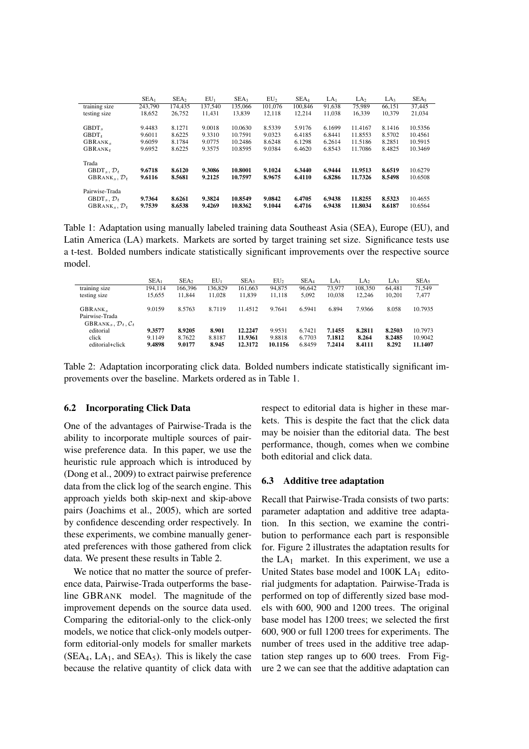| | $SEA_1$ | $SEA_2$ | $EU_1$ | $SEA_3$ | $EU_2$ | $SEA_4$ | $LA_1$ | $LA_2$ | $LA_3$ | $SEA_5$ |
|---|---|---|---|---|---|---|---|---|---|---|
| training size | 243,790 | 174,435 | 137,540 | 135,066 | 101,076 | 100,846 | 91,638 | 75,989 | 66,151 | 37,445 |
| testing size | 18,652 | 26,752 | 11,431 | 13,839 | 12,118 | 12,214 | 11,038 | 16,339 | 10,379 | 21,034 |
| $GBDT_s$ | 9.4483 | 8.1271 | 9.0018 | 10.0630 | 8.5339 | 5.9176 | 6.1699 | 11.4167 | 8.1416 | 10.5356 |
| $GBDT_t$ | 9.6011 | 8.6225 | 9.3310 | 10.7591 | 9.0323 | 6.4185 | 6.8441 | 11.8553 | 8.5702 | 10.4561 |
| $GBRANK_s$ | 9.6059 | 8.1784 | 9.0775 | 10.2486 | 8.6248 | 6.1298 | 6.2614 | 11.5186 | 8.2851 | 10.5915 |
| $GBRANK_t$ | 9.6952 | 8.6225 | 9.3575 | 10.8595 | 9.0384 | 6.4620 | 6.8543 | 11.7086 | 8.4825 | 10.3469 |
| Trada | | | | | | | | | | |
| $GBDT_s, \mathcal{D}_t$ | **9.6718** | **8.6120** | **9.3086** | **10.8001** | **9.1024** | **6.3440** | **6.9444** | **11.9513** | **8.6519** | 10.6279 |
| $GBRANK_s, \mathcal{D}_t$ | **9.6116** | **8.5681** | **9.2125** | **10.7597** | **8.9675** | **6.4110** | **6.8286** | **11.7326** | **8.5498** | 10.6508 |
| Pairwise-Trada | | | | | | | | | | |
| $GBDT_s, \mathcal{D}_t$ | **9.7364** | **8.6261** | **9.3824** | **10.8549** | **9.0842** | **6.4705** | **6.9438** | **11.8255** | **8.5323** | 10.4655 |
| $GBRANK_s, \mathcal{D}_t$ | **9.7539** | **8.6538** | **9.4269** | **10.8362** | **9.1044** | **6.4716** | **6.9438** | **11.8034** | **8.6187** | 10.6564 |

Table 1: Adaptation using manually labeled training data Southeast Asia (SEA), Europe (EU), and Latin America (LA) markets. Markets are sorted by target training set size. Significance tests use a t-test. Bolded numbers indicate statistically significant improvements over the respective source model.

| | $SEA_1$ | $SEA_2$ | $EU_1$ | $SEA_3$ | $EU_2$ | $SEA_4$ | $LA_1$ | $LA_2$ | $LA_3$ | $SEA_5$ |
|---|---|---|---|---|---|---|---|---|---|---|
| training size | 194,114 | 166,396 | 136,829 | 161,663 | 94,875 | 96,642 | 73,977 | 108,350 | 64,481 | 71,549 |
| testing size | 15,655 | 11,844 | 11,028 | 11,839 | 11,118 | 5,092 | 10,038 | 12,246 | 10,201 | 7,477 |
| $GBRANK_s$ | 9.0159 | 8.5763 | 8.7119 | 11.4512 | 9.7641 | 6.5941 | 6.894 | 7.9366 | 8.058 | 10.7935 |
| Pairwise-Trada | | | | | | | | | | |
| $GBRANK_s, \mathcal{D}_t, \mathcal{C}_t$ | | | | | | | | | | |
| editorial | **9.3577** | **8.9205** | **8.901** | **12.2247** | 9.9531 | 6.7421 | **7.1455** | **8.2811** | **8.2503** | 10.7973 |
| click | 9.1149 | 8.7622 | 8.8187 | **11.9361** | 9.8818 | 6.7703 | **7.1812** | **8.264** | **8.2485** | 10.9042 |
| editorial+click | **9.4898** | **9.0177** | **8.945** | **12.3172** | **10.1156** | 6.8459 | **7.2414** | **8.4111** | **8.292** | **11.1407** |

Table 2: Adaptation incorporating click data. Bolded numbers indicate statistically significant improvements over the baseline. Markets ordered as in Table 1.

### 6.2 Incorporating Click Data

One of the advantages of Pairwise-Trada is the ability to incorporate multiple sources of pairwise preference data. In this paper, we use the heuristic rule approach which is introduced by (Dong et al., 2009) to extract pairwise preference data from the click log of the search engine. This approach yields both skip-next and skip-above pairs (Joachims et al., 2005), which are sorted by confidence descending order respectively. In these experiments, we combine manually generated preferences with those gathered from click data. We present these results in Table 2.

We notice that no matter the source of preference data, Pairwise-Trada outperforms the baseline GBRANK model. The magnitude of the improvement depends on the source data used. Comparing the editorial-only to the click-only models, we notice that click-only models outperform editorial-only models for smaller markets ($SEA_4$, $LA_1$, and $SEA_5$). This is likely the case because the relative quantity of click data with respect to editorial data is higher in these markets. This is despite the fact that the click data may be noisier than the editorial data. The best performance, though, comes when we combine both editorial and click data.

### 6.3 Additive tree adaptation

Recall that Pairwise-Trada consists of two parts: parameter adaptation and additive tree adaptation. In this section, we examine the contribution to performance each part is responsible for. Figure 2 illustrates the adaptation results for the $LA_1$ market. In this experiment, we use a United States base model and 100K $LA_1$ editorial judgments for adaptation. Pairwise-Trada is performed on top of differently sized base models with 600, 900 and 1200 trees. The original base model has 1200 trees; we selected the first 600, 900 or full 1200 trees for experiments. The number of trees used in the additive tree adaptation step ranges up to 600 trees. From Figure 2 we can see that the additive adaptation can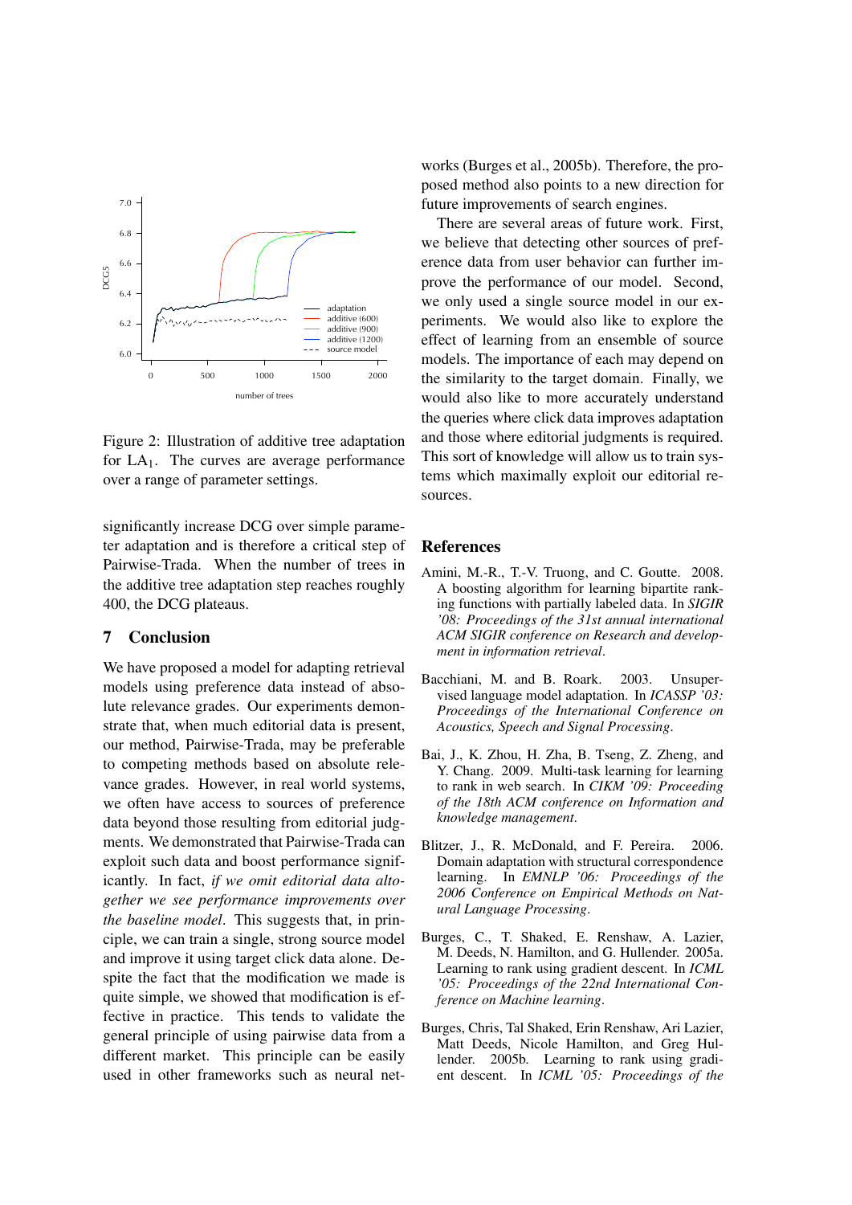Figure 2: Illustration of additive tree adaptation for $LA_1$. The curves are average performance over a range of parameter settings.

significantly increase DCG over simple parameter adaptation and is therefore a critical step of Pairwise-Trada. When the number of trees in the additive tree adaptation step reaches roughly 400, the DCG plateaus.

## 7 Conclusion

We have proposed a model for adapting retrieval models using preference data instead of absolute relevance grades. Our experiments demonstrate that, when much editorial data is present, our method, Pairwise-Trada, may be preferable to competing methods based on absolute relevance grades. However, in real world systems, we often have access to sources of preference data beyond those resulting from editorial judgments. We demonstrated that Pairwise-Trada can exploit such data and boost performance significantly. In fact, *if we omit editorial data altogether we see performance improvements over the baseline model*. This suggests that, in principle, we can train a single, strong source model and improve it using target click data alone. Despite the fact that the modification we made is quite simple, we showed that modification is effective in practice. This tends to validate the general principle of using pairwise data from a different market. This principle can be easily used in other frameworks such as neural networks (Burges et al., 2005b). Therefore, the proposed method also points to a new direction for future improvements of search engines.

There are several areas of future work. First, we believe that detecting other sources of preference data from user behavior can further improve the performance of our model. Second, we only used a single source model in our experiments. We would also like to explore the effect of learning from an ensemble of source models. The importance of each may depend on the similarity to the target domain. Finally, we would also like to more accurately understand the queries where click data improves adaptation and those where editorial judgments is required. This sort of knowledge will allow us to train systems which maximally exploit our editorial resources.

## References

Amini, M.-R., T.-V. Truong, and C. Goutte. 2008. A boosting algorithm for learning bipartite ranking functions with partially labeled data. In *SIGIR '08: Proceedings of the 31st annual international ACM SIGIR conference on Research and development in information retrieval*.

Bacchiani, M. and B. Roark. 2003. Unsupervised language model adaptation. In *ICASSP '03: Proceedings of the International Conference on Acoustics, Speech and Signal Processing*.

Bai, J., K. Zhou, H. Zha, B. Tseng, Z. Zheng, and Y. Chang. 2009. Multi-task learning for learning to rank in web search. In *CIKM '09: Proceeding of the 18th ACM conference on Information and knowledge management*.

Blitzer, J., R. McDonald, and F. Pereira. 2006. Domain adaptation with structural correspondence learning. In *EMNLP '06: Proceedings of the 2006 Conference on Empirical Methods on Natural Language Processing*.

Burges, C., T. Shaked, E. Renshaw, A. Lazier, M. Deeds, N. Hamilton, and G. Hullender. 2005a. Learning to rank using gradient descent. In *ICML '05: Proceedings of the 22nd International Conference on Machine learning*.

Burges, Chris, Tal Shaked, Erin Renshaw, Ari Lazier, Matt Deeds, Nicole Hamilton, and Greg Hullender. 2005b. Learning to rank using gradient descent. In *ICML '05: Proceedings of the*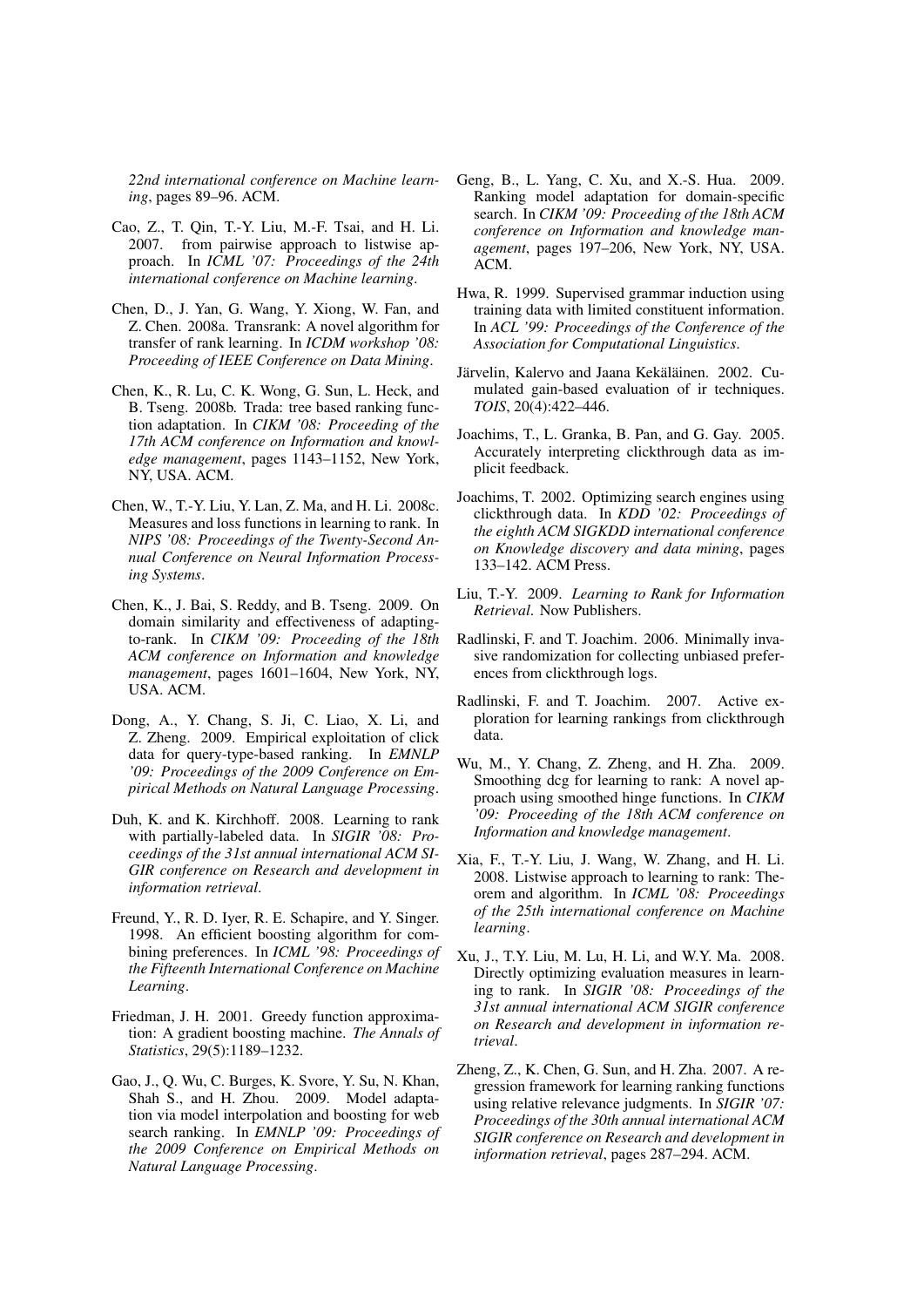*22nd international conference on Machine learning*, pages 89–96. ACM.

Cao, Z., T. Qin, T.-Y. Liu, M.-F. Tsai, and H. Li. 2007. from pairwise approach to listwise approach. In *ICML '07: Proceedings of the 24th international conference on Machine learning*.

Chen, D., J. Yan, G. Wang, Y. Xiong, W. Fan, and Z. Chen. 2008a. Transrank: A novel algorithm for transfer of rank learning. In *ICDM workshop '08: Proceeding of IEEE Conference on Data Mining*.

Chen, K., R. Lu, C. K. Wong, G. Sun, L. Heck, and B. Tseng. 2008b. Trada: tree based ranking function adaptation. In *CIKM '08: Proceeding of the 17th ACM conference on Information and knowledge management*, pages 1143–1152, New York, NY, USA. ACM.

Chen, W., T.-Y. Liu, Y. Lan, Z. Ma, and H. Li. 2008c. Measures and loss functions in learning to rank. In *NIPS '08: Proceedings of the Twenty-Second Annual Conference on Neural Information Processing Systems*.

Chen, K., J. Bai, S. Reddy, and B. Tseng. 2009. On domain similarity and effectiveness of adapting-to-rank. In *CIKM '09: Proceeding of the 18th ACM conference on Information and knowledge management*, pages 1601–1604, New York, NY, USA. ACM.

Dong, A., Y. Chang, S. Ji, C. Liao, X. Li, and Z. Zheng. 2009. Empirical exploitation of click data for query-type-based ranking. In *EMNLP '09: Proceedings of the 2009 Conference on Empirical Methods on Natural Language Processing*.

Duh, K. and K. Kirchhoff. 2008. Learning to rank with partially-labeled data. In *SIGIR '08: Proceedings of the 31st annual international ACM SIGIR conference on Research and development in information retrieval*.

Freund, Y., R. D. Iyer, R. E. Schapire, and Y. Singer. 1998. An efficient boosting algorithm for combining preferences. In *ICML '98: Proceedings of the Fifteenth International Conference on Machine Learning*.

Friedman, J. H. 2001. Greedy function approximation: A gradient boosting machine. *The Annals of Statistics*, 29(5):1189–1232.

Gao, J., Q. Wu, C. Burges, K. Svore, Y. Su, N. Khan, Shah S., and H. Zhou. 2009. Model adaptation via model interpolation and boosting for web search ranking. In *EMNLP '09: Proceedings of the 2009 Conference on Empirical Methods on Natural Language Processing*.

Geng, B., L. Yang, C. Xu, and X.-S. Hua. 2009. Ranking model adaptation for domain-specific search. In *CIKM '09: Proceeding of the 18th ACM conference on Information and knowledge management*, pages 197–206, New York, NY, USA. ACM.

Hwa, R. 1999. Supervised grammar induction using training data with limited constituent information. In *ACL '99: Proceedings of the Conference of the Association for Computational Linguistics*.

Järvelin, Kalervo and Jaana Kekäläinen. 2002. Cumulated gain-based evaluation of ir techniques. *TOIS*, 20(4):422–446.

Joachims, T., L. Granka, B. Pan, and G. Gay. 2005. Accurately interpreting clickthrough data as implicit feedback.

Joachims, T. 2002. Optimizing search engines using clickthrough data. In *KDD '02: Proceedings of the eighth ACM SIGKDD international conference on Knowledge discovery and data mining*, pages 133–142. ACM Press.

Liu, T.-Y. 2009. *Learning to Rank for Information Retrieval*. Now Publishers.

Radlinski, F. and T. Joachim. 2006. Minimally invasive randomization for collecting unbiased preferences from clickthrough logs.

Radlinski, F. and T. Joachim. 2007. Active exploration for learning rankings from clickthrough data.

Wu, M., Y. Chang, Z. Zheng, and H. Zha. 2009. Smoothing dcg for learning to rank: A novel approach using smoothed hinge functions. In *CIKM '09: Proceeding of the 18th ACM conference on Information and knowledge management*.

Xia, F., T.-Y. Liu, J. Wang, W. Zhang, and H. Li. 2008. Listwise approach to learning to rank: Theorem and algorithm. In *ICML '08: Proceedings of the 25th international conference on Machine learning*.

Xu, J., T.Y. Liu, M. Lu, H. Li, and W.Y. Ma. 2008. Directly optimizing evaluation measures in learning to rank. In *SIGIR '08: Proceedings of the 31st annual international ACM SIGIR conference on Research and development in information retrieval*.

Zheng, Z., K. Chen, G. Sun, and H. Zha. 2007. A regression framework for learning ranking functions using relative relevance judgments. In *SIGIR '07: Proceedings of the 30th annual international ACM SIGIR conference on Research and development in information retrieval*, pages 287–294. ACM.